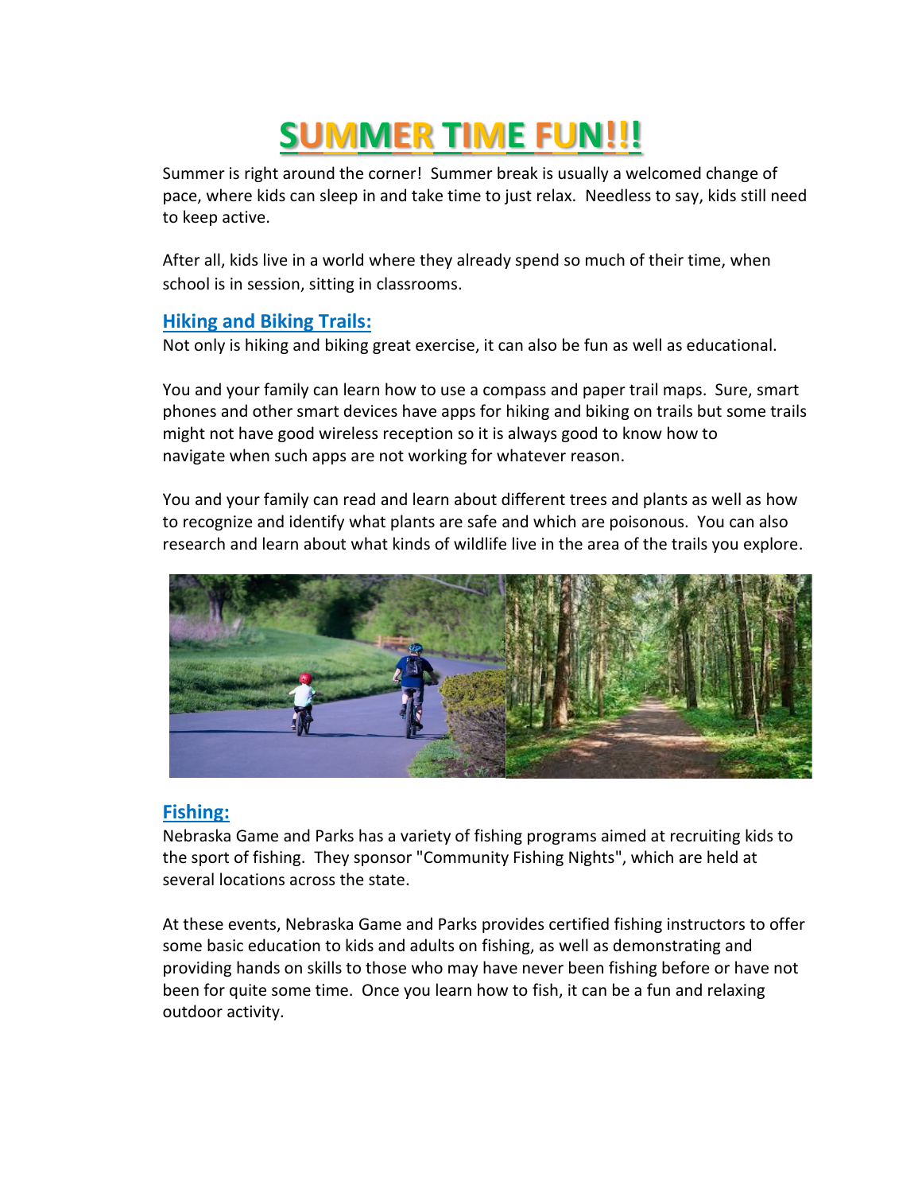# SUMMER TIME FUN!!!

Summer is right around the corner! Summer break is usually a welcomed change of pace, where kids can sleep in and take time to just relax. Needless to say, kids still need to keep active.

After all, kids live in a world where they already spend so much of their time, when school is in session, sitting in classrooms.

## Hiking and Biking Trails:

Not only is hiking and biking great exercise, it can also be fun as well as educational.

You and your family can learn how to use a compass and paper trail maps. Sure, smart phones and other smart devices have apps for hiking and biking on trails but some trails might not have good wireless reception so it is always good to know how to navigate when such apps are not working for whatever reason.

You and your family can read and learn about different trees and plants as well as how to recognize and identify what plants are safe and which are poisonous. You can also research and learn about what kinds of wildlife live in the area of the trails you explore.

## Fishing:

Nebraska Game and Parks has a variety of fishing programs aimed at recruiting kids to the sport of fishing. They sponsor "Community Fishing Nights", which are held at several locations across the state.

At these events, Nebraska Game and Parks provides certified fishing instructors to offer some basic education to kids and adults on fishing, as well as demonstrating and providing hands on skills to those who may have never been fishing before or have not been for quite some time. Once you learn how to fish, it can be a fun and relaxing outdoor activity.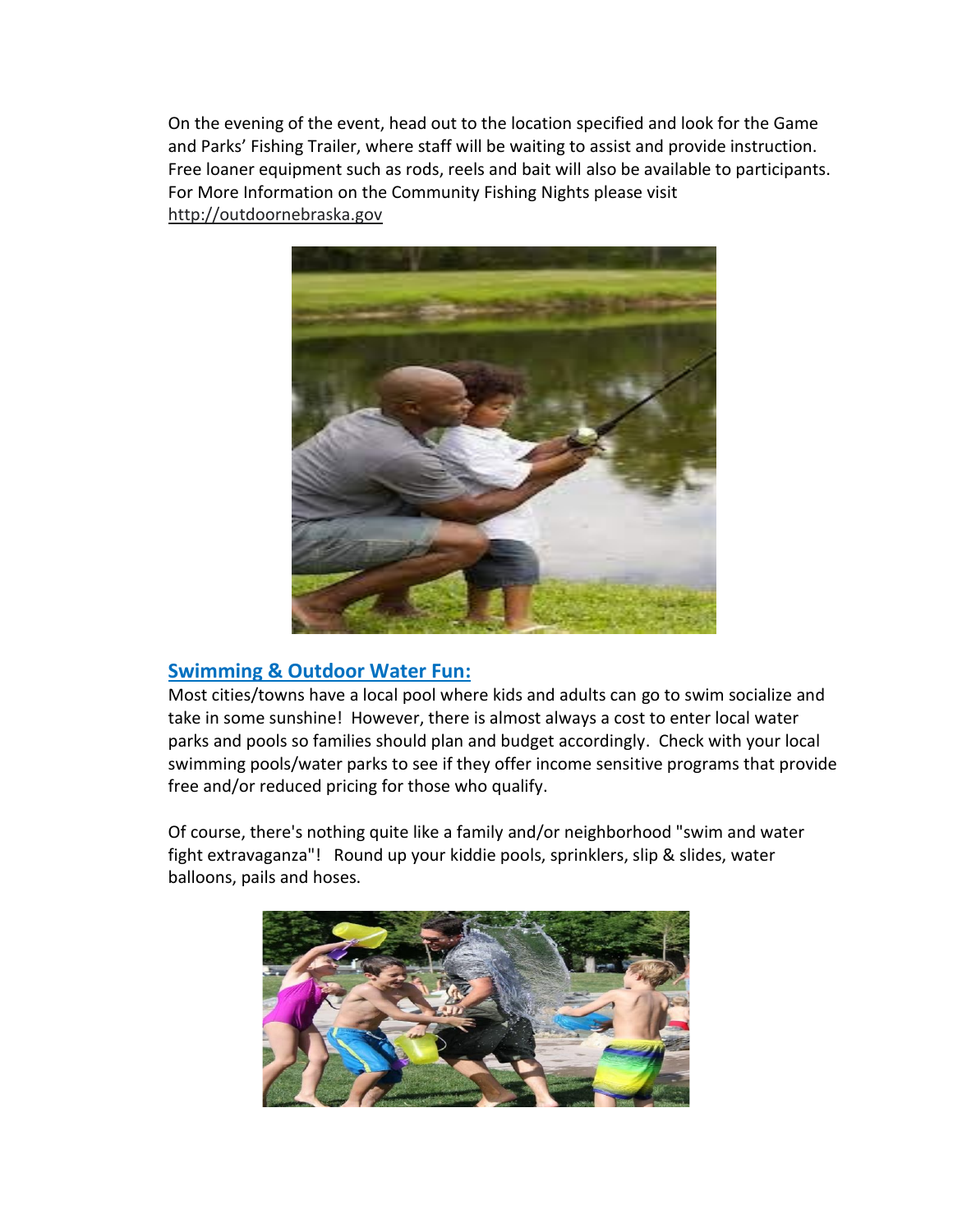On the evening of the event, head out to the location specified and look for the Game and Parks' Fishing Trailer, where staff will be waiting to assist and provide instruction. Free loaner equipment such as rods, reels and bait will also be available to participants. For More Information on the Community Fishing Nights please visit http://outdoornebraska.gov

## Swimming & Outdoor Water Fun:

Most cities/towns have a local pool where kids and adults can go to swim socialize and take in some sunshine! However, there is almost always a cost to enter local water parks and pools so families should plan and budget accordingly. Check with your local swimming pools/water parks to see if they offer income sensitive programs that provide free and/or reduced pricing for those who qualify.

Of course, there's nothing quite like a family and/or neighborhood "swim and water fight extravaganza"! Round up your kiddie pools, sprinklers, slip & slides, water balloons, pails and hoses.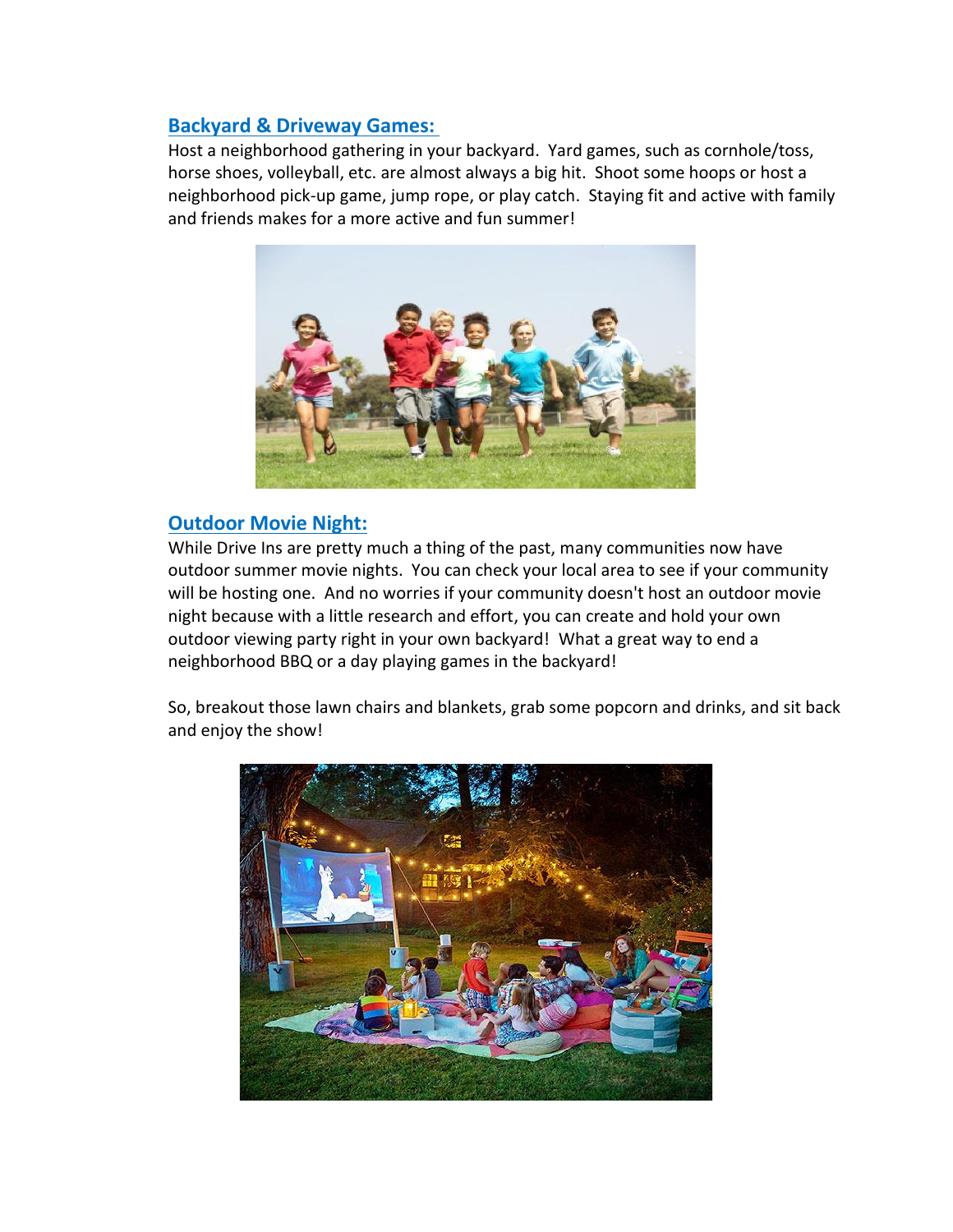## Backyard & Driveway Games:

Host a neighborhood gathering in your backyard. Yard games, such as cornhole/toss, horse shoes, volleyball, etc. are almost always a big hit. Shoot some hoops or host a neighborhood pick-up game, jump rope, or play catch. Staying fit and active with family and friends makes for a more active and fun summer!

## Outdoor Movie Night:

While Drive Ins are pretty much a thing of the past, many communities now have outdoor summer movie nights. You can check your local area to see if your community will be hosting one. And no worries if your community doesn't host an outdoor movie night because with a little research and effort, you can create and hold your own outdoor viewing party right in your own backyard! What a great way to end a neighborhood BBQ or a day playing games in the backyard!

So, breakout those lawn chairs and blankets, grab some popcorn and drinks, and sit back and enjoy the show!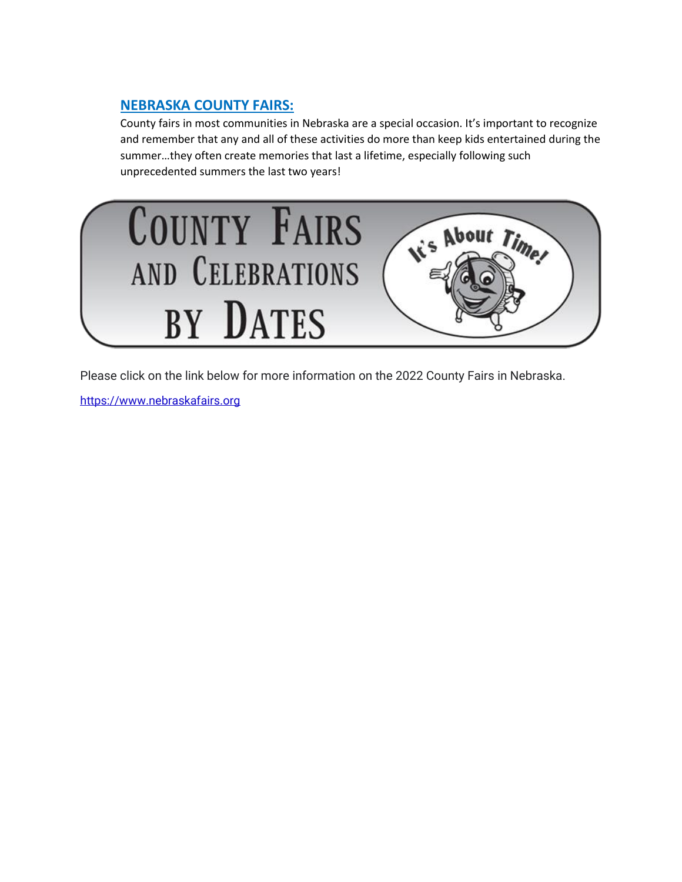## NEBRASKA COUNTY FAIRS:

County fairs in most communities in Nebraska are a special occasion. It's important to recognize and remember that any and all of these activities do more than keep kids entertained during the summer…they often create memories that last a lifetime, especially following such unprecedented summers the last two years!

COUNTY FAIRS AND CELEBRATIONS BY DATES

It's About Time!

Please click on the link below for more information on the 2022 County Fairs in Nebraska.

https://www.nebraskafairs.org